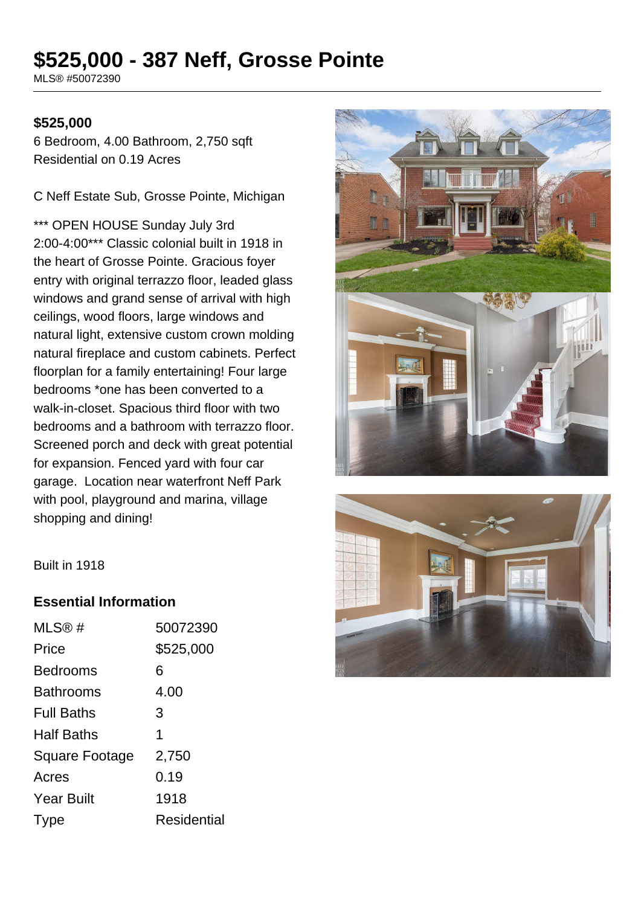# $525,000 - 387 Neff, Grosse Pointe

MLS® #50072390

**$525,000**

6 Bedroom, 4.00 Bathroom, 2,750 sqft
Residential on 0.19 Acres

C Neff Estate Sub, Grosse Pointe, Michigan

*** OPEN HOUSE Sunday July 3rd 2:00-4:00*** Classic colonial built in 1918 in the heart of Grosse Pointe. Gracious foyer entry with original terrazzo floor, leaded glass windows and grand sense of arrival with high ceilings, wood floors, large windows and natural light, extensive custom crown molding natural fireplace and custom cabinets. Perfect floorplan for a family entertaining! Four large bedrooms *one has been converted to a walk-in-closet. Spacious third floor with two bedrooms and a bathroom with terrazzo floor. Screened porch and deck with great potential for expansion. Fenced yard with four car garage. Location near waterfront Neff Park with pool, playground and marina, village shopping and dining!

Built in 1918

## Essential Information

| | |
|---|---|
| MLS® # | 50072390 |
| Price | $525,000 |
| Bedrooms | 6 |
| Bathrooms | 4.00 |
| Full Baths | 3 |
| Half Baths | 1 |
| Square Footage | 2,750 |
| Acres | 0.19 |
| Year Built | 1918 |
| Type | Residential |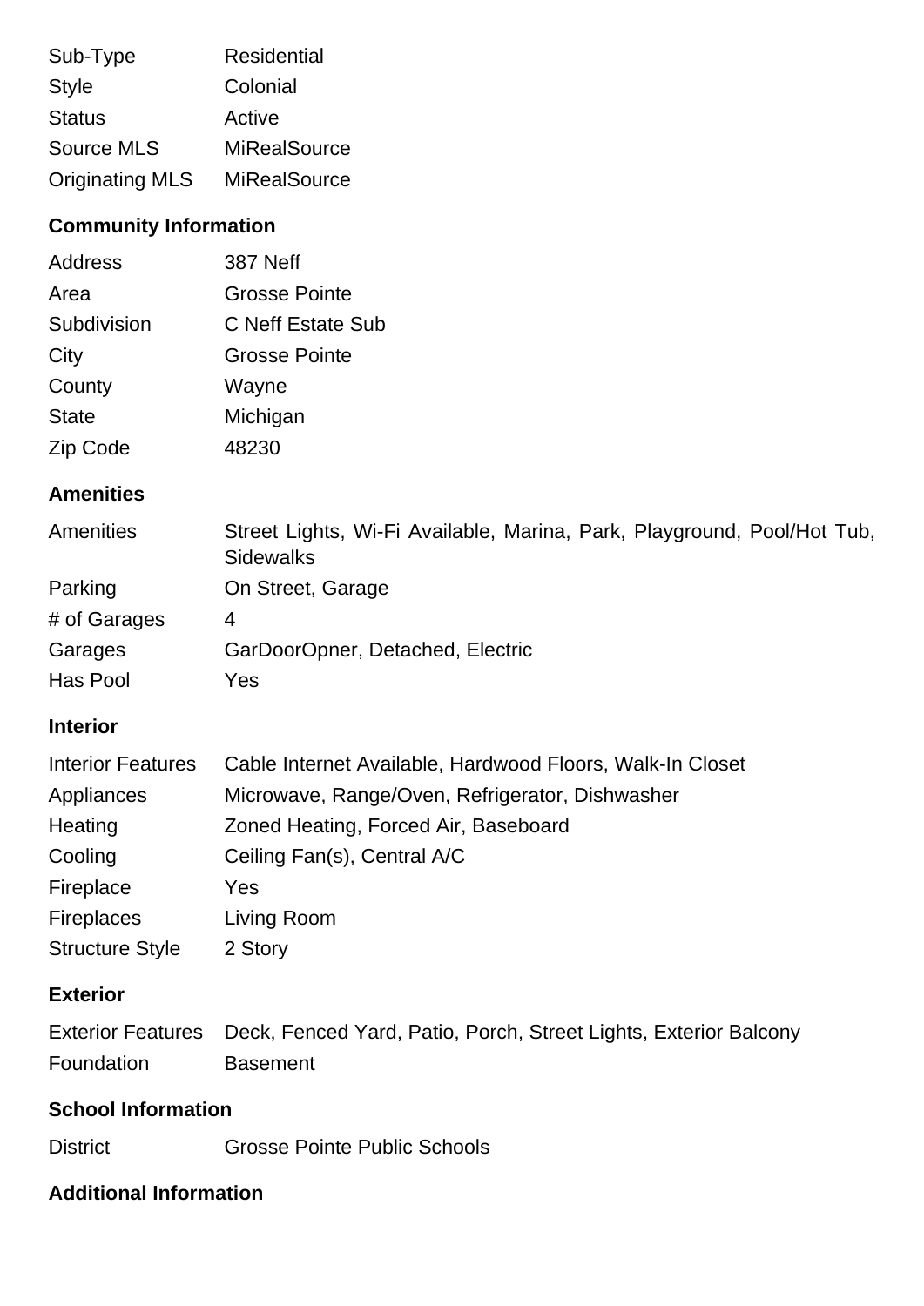| | |
|---|---|
| Sub-Type | Residential |
| Style | Colonial |
| Status | Active |
| Source MLS | MiRealSource |
| Originating MLS | MiRealSource |

## Community Information

| | |
|---|---|
| Address | 387 Neff |
| Area | Grosse Pointe |
| Subdivision | C Neff Estate Sub |
| City | Grosse Pointe |
| County | Wayne |
| State | Michigan |
| Zip Code | 48230 |

## Amenities

| | |
|---|---|
| Amenities | Street Lights, Wi-Fi Available, Marina, Park, Playground, Pool/Hot Tub, Sidewalks |
| Parking | On Street, Garage |
| # of Garages | 4 |
| Garages | GarDoorOpner, Detached, Electric |
| Has Pool | Yes |

## Interior

| | |
|---|---|
| Interior Features | Cable Internet Available, Hardwood Floors, Walk-In Closet |
| Appliances | Microwave, Range/Oven, Refrigerator, Dishwasher |
| Heating | Zoned Heating, Forced Air, Baseboard |
| Cooling | Ceiling Fan(s), Central A/C |
| Fireplace | Yes |
| Fireplaces | Living Room |
| Structure Style | 2 Story |

## Exterior

| | |
|---|---|
| Exterior Features | Deck, Fenced Yard, Patio, Porch, Street Lights, Exterior Balcony |
| Foundation | Basement |

## School Information

| | |
|---|---|
| District | Grosse Pointe Public Schools |

## Additional Information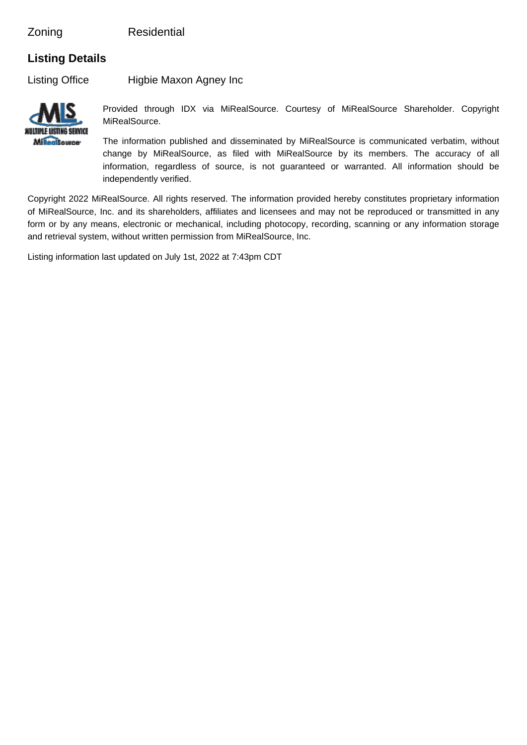Zoning Residential

## Listing Details

Listing Office Higbie Maxon Agney Inc

Provided through IDX via MiRealSource. Courtesy of MiRealSource Shareholder. Copyright MiRealSource.

The information published and disseminated by MiRealSource is communicated verbatim, without change by MiRealSource, as filed with MiRealSource by its members. The accuracy of all information, regardless of source, is not guaranteed or warranted. All information should be independently verified.

Copyright 2022 MiRealSource. All rights reserved. The information provided hereby constitutes proprietary information of MiRealSource, Inc. and its shareholders, affiliates and licensees and may not be reproduced or transmitted in any form or by any means, electronic or mechanical, including photocopy, recording, scanning or any information storage and retrieval system, without written permission from MiRealSource, Inc.

Listing information last updated on July 1st, 2022 at 7:43pm CDT